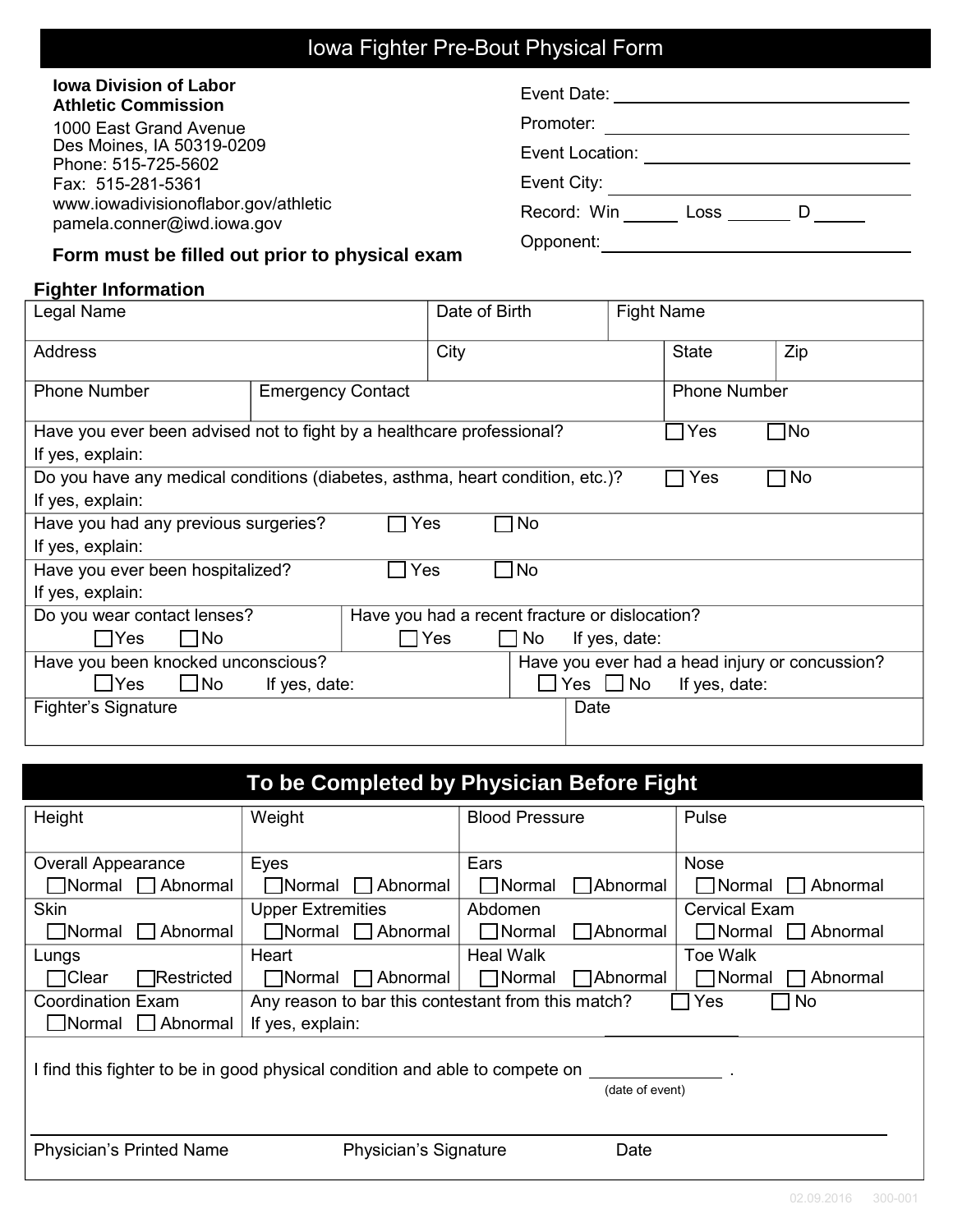# Iowa Fighter Pre-Bout Physical Form

**Iowa Division of Labor**
**Athletic Commission**
1000 East Grand Avenue
Des Moines, IA 50319-0209
Phone: 515-725-5602
Fax: 515-281-5361
www.iowadivisionoflabor.gov/athletic
pamela.conner@iwd.iowa.gov

**Form must be filled out prior to physical exam**

Event Date: ______________________

Promoter: ______________________

Event Location: ______________________

Event City: ______________________

Record: Win ______ Loss ______ D ______

Opponent: ______________________

## Fighter Information

| Legal Name | Date of Birth | Fight Name |
|---|---|---|
| | | |

| Address | City | State | Zip |
|---|---|---|---|
| | | | |

| Phone Number | Emergency Contact | Phone Number |
|---|---|---|
| | | |

Have you ever been advised not to fight by a healthcare professional? ☐ Yes ☐ No
If yes, explain:

Do you have any medical conditions (diabetes, asthma, heart condition, etc.)? ☐ Yes ☐ No
If yes, explain:

Have you had any previous surgeries? ☐ Yes ☐ No
If yes, explain:

Have you ever been hospitalized? ☐ Yes ☐ No
If yes, explain:

Do you wear contact lenses? ☐ Yes ☐ No

Have you had a recent fracture or dislocation? ☐ Yes ☐ No If yes, date:

Have you been knocked unconscious? ☐ Yes ☐ No If yes, date:

Have you ever had a head injury or concussion? ☐ Yes ☐ No If yes, date:

| Fighter's Signature | Date |
|---|---|
| | |

## To be Completed by Physician Before Fight

| Height | Weight | Blood Pressure | Pulse |
|---|---|---|---|
| | | | |
| Overall Appearance<br>☐ Normal ☐ Abnormal | Eyes<br>☐ Normal ☐ Abnormal | Ears<br>☐ Normal ☐ Abnormal | Nose<br>☐ Normal ☐ Abnormal |
| Skin<br>☐ Normal ☐ Abnormal | Upper Extremities<br>☐ Normal ☐ Abnormal | Abdomen<br>☐ Normal ☐ Abnormal | Cervical Exam<br>☐ Normal ☐ Abnormal |
| Lungs<br>☐ Clear ☐ Restricted | Heart<br>☐ Normal ☐ Abnormal | Heal Walk<br>☐ Normal ☐ Abnormal | Toe Walk<br>☐ Normal ☐ Abnormal |
| Coordination Exam<br>☐ Normal ☐ Abnormal | Any reason to bar this contestant from this match? ☐ Yes ☐ No<br>If yes, explain: | | |

I find this fighter to be in good physical condition and able to compete on ______________ .
(date of event)

| Physician's Printed Name | Physician's Signature | Date |
|---|---|---|
| | | |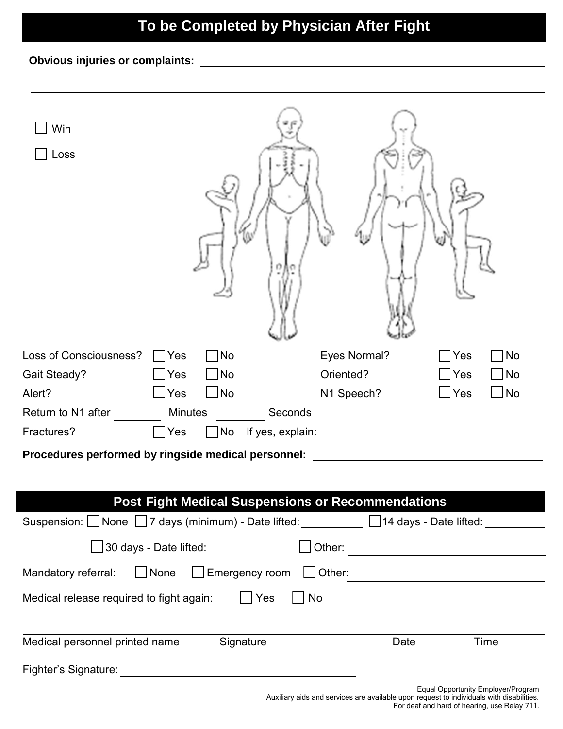## To be Completed by Physician After Fight

**Obvious injuries or complaints:** ____________________

☐ Win

☐ Loss

Loss of Consciousness? ☐ Yes ☐ No

Gait Steady? ☐ Yes ☐ No

Alert? ☐ Yes ☐ No

Eyes Normal? ☐ Yes ☐ No

Oriented? ☐ Yes ☐ No

N1 Speech? ☐ Yes ☐ No

Return to N1 after ________ Minutes ________ Seconds

Fractures? ☐ Yes ☐ No If yes, explain: ____________________

**Procedures performed by ringside medical personnel:** ____________________

## Post Fight Medical Suspensions or Recommendations

Suspension: ☐ None ☐ 7 days (minimum) - Date lifted: __________ ☐ 14 days - Date lifted: __________

☐ 30 days - Date lifted: __________ ☐ Other: ____________________

Mandatory referral: ☐ None ☐ Emergency room ☐ Other: ____________________

Medical release required to fight again: ☐ Yes ☐ No

Medical personnel printed name Signature Date Time

Fighter's Signature: ____________________

Equal Opportunity Employer/Program
Auxiliary aids and services are available upon request to individuals with disabilities.
For deaf and hard of hearing, use Relay 711.